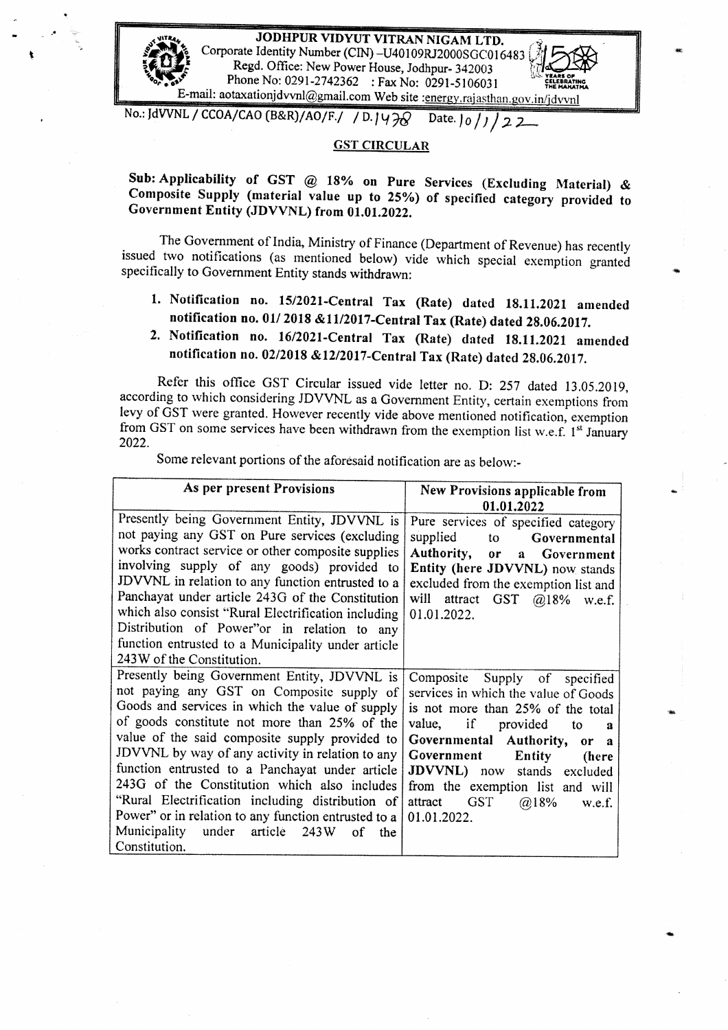**JODHPUR VIDYUT VITRAN NIGAM LTD.**
Corporate Identity Number (CIN) –U40109RJ2000SGC016483
Regd. Office: New Power House, Jodhpur- 342003
Phone No: 0291-2742362 : Fax No: 0291-5106031
E-mail: aotaxationjdvvnl@gmail.com Web site :energy.rajasthan.gov.in/jdvvnl

No.: JdVVNL / CCOA/CAO (B&R)/AO/F./ / D.1478 Date. 10/1/22

## GST CIRCULAR

**Sub: Applicability of GST @ 18% on Pure Services (Excluding Material) & Composite Supply (material value up to 25%) of specified category provided to Government Entity (JDVVNL) from 01.01.2022.**

The Government of India, Ministry of Finance (Department of Revenue) has recently issued two notifications (as mentioned below) vide which special exemption granted specifically to Government Entity stands withdrawn:

1. **Notification no. 15/2021-Central Tax (Rate) dated 18.11.2021 amended notification no. 01/ 2018 &11/2017-Central Tax (Rate) dated 28.06.2017.**
2. **Notification no. 16/2021-Central Tax (Rate) dated 18.11.2021 amended notification no. 02/2018 &12/2017-Central Tax (Rate) dated 28.06.2017.**

Refer this office GST Circular issued vide letter no. D: 257 dated 13.05.2019, according to which considering JDVVNL as a Government Entity, certain exemptions from levy of GST were granted. However recently vide above mentioned notification, exemption from GST on some services have been withdrawn from the exemption list w.e.f. 1st January 2022.

Some relevant portions of the aforesaid notification are as below:-

| As per present Provisions | New Provisions applicable from 01.01.2022 |
|---|---|
| Presently being Government Entity, JDVVNL is not paying any GST on Pure services (excluding works contract service or other composite supplies involving supply of any goods) provided to JDVVNL in relation to any function entrusted to a Panchayat under article 243G of the Constitution which also consist "Rural Electrification including Distribution of Power"or in relation to any function entrusted to a Municipality under article 243W of the Constitution. | Pure services of specified category supplied to **Governmental Authority, or a Government Entity (here JDVVNL)** now stands excluded from the exemption list and will attract GST @18% w.e.f. 01.01.2022. |
| Presently being Government Entity, JDVVNL is not paying any GST on Composite supply of Goods and services in which the value of supply of goods constitute not more than 25% of the value of the said composite supply provided to JDVVNL by way of any activity in relation to any function entrusted to a Panchayat under article 243G of the Constitution which also includes "Rural Electrification including distribution of Power" or in relation to any function entrusted to a Municipality under article 243W of the Constitution. | Composite Supply of specified services in which the value of Goods is not more than 25% of the total value, if provided to a **Governmental Authority, or a Government Entity (here JDVVNL)** now stands excluded from the exemption list and will attract GST @18% w.e.f. 01.01.2022. |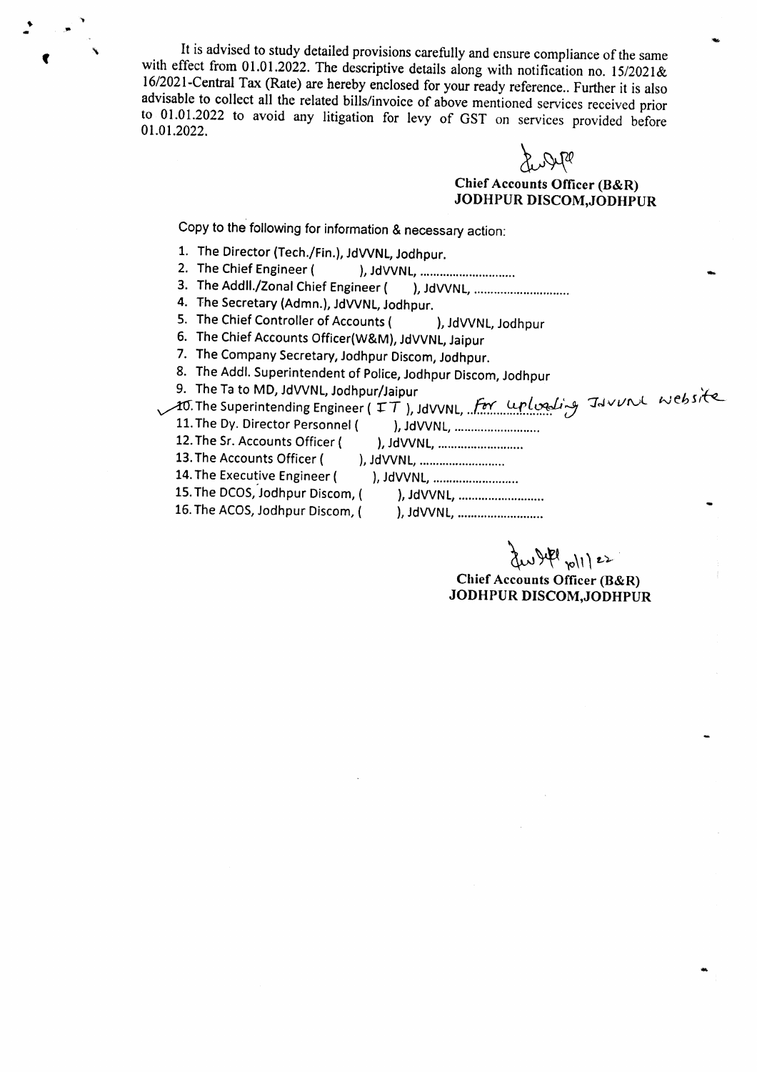It is advised to study detailed provisions carefully and ensure compliance of the same with effect from 01.01.2022. The descriptive details along with notification no. 15/2021& 16/2021-Central Tax (Rate) are hereby enclosed for your ready reference.. Further it is also advisable to collect all the related bills/invoice of above mentioned services received prior to 01.01.2022 to avoid any litigation for levy of GST on services provided before 01.01.2022.

**Chief Accounts Officer (B&R)**
**JODHPUR DISCOM,JODHPUR**

Copy to the following for information & necessary action:

1. The Director (Tech./Fin.), JdVVNL, Jodhpur.
2. The Chief Engineer ( ), JdVVNL, ............................
3. The Addll./Zonal Chief Engineer ( ), JdVVNL, ............................
4. The Secretary (Admn.), JdVVNL, Jodhpur.
5. The Chief Controller of Accounts ( ), JdVVNL, Jodhpur
6. The Chief Accounts Officer(W&M), JdVVNL, Jaipur
7. The Company Secretary, Jodhpur Discom, Jodhpur.
8. The Addl. Superintendent of Police, Jodhpur Discom, Jodhpur
9. The Ta to MD, JdVVNL, Jodhpur/Jaipur
10. The Superintending Engineer ( IT ), JdVVNL, For uploading JdVVNL website
11. The Dy. Director Personnel ( ), JdVVNL, ..........................
12. The Sr. Accounts Officer ( ), JdVVNL, ..........................
13. The Accounts Officer ( ), JdVVNL, ..........................
14. The Executive Engineer ( ), JdVVNL, ..........................
15. The DCOS, Jodhpur Discom, ( ), JdVVNL, ..........................
16. The ACOS, Jodhpur Discom, ( ), JdVVNL, ..........................

10/1/22

**Chief Accounts Officer (B&R)**
**JODHPUR DISCOM,JODHPUR**